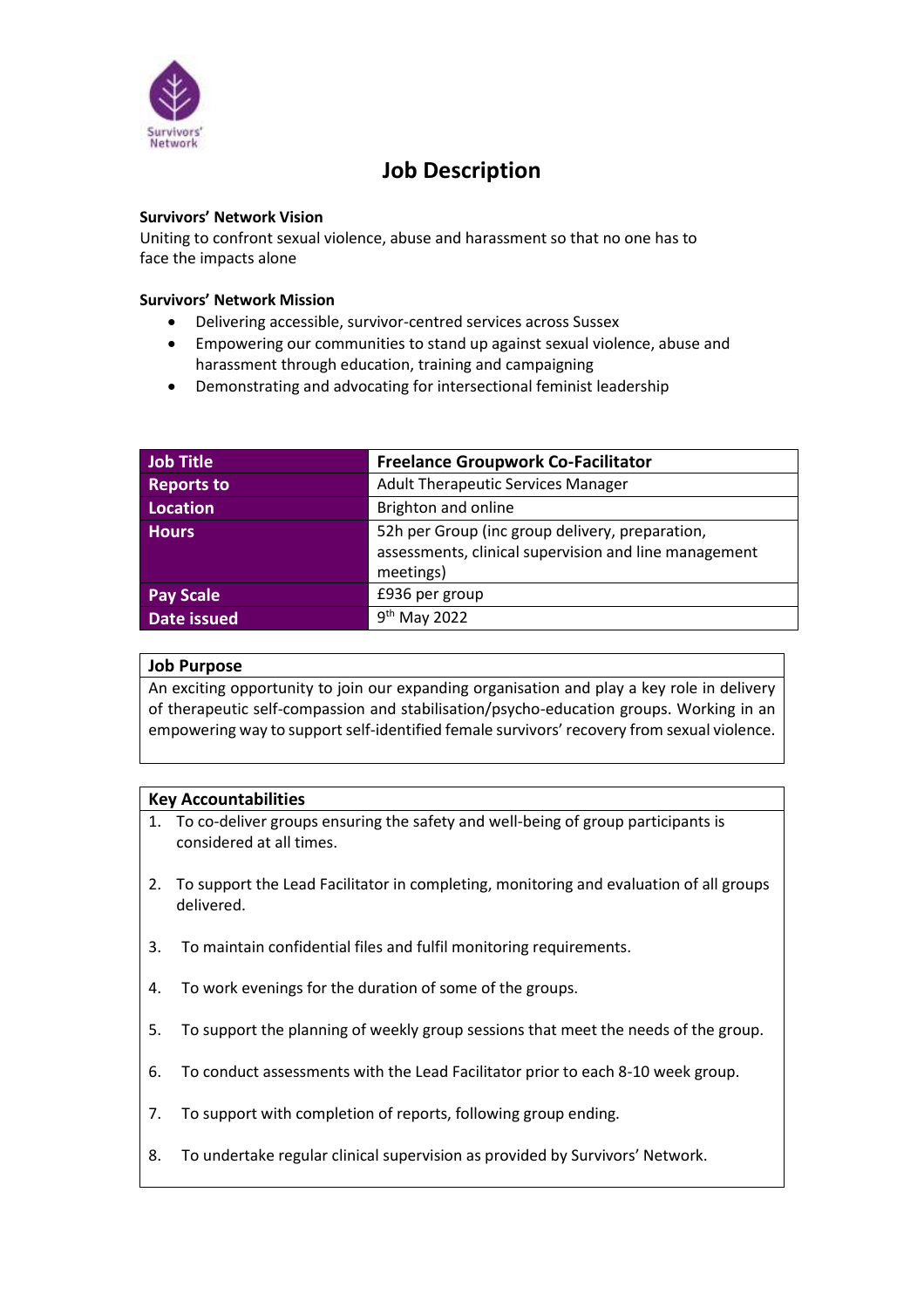# Job Description

**Survivors' Network Vision**

Uniting to confront sexual violence, abuse and harassment so that no one has to face the impacts alone

**Survivors' Network Mission**

- Delivering accessible, survivor-centred services across Sussex
- Empowering our communities to stand up against sexual violence, abuse and harassment through education, training and campaigning
- Demonstrating and advocating for intersectional feminist leadership

| | |
|---|---|
| **Job Title** | **Freelance Groupwork Co-Facilitator** |
| **Reports to** | Adult Therapeutic Services Manager |
| **Location** | Brighton and online |
| **Hours** | 52h per Group (inc group delivery, preparation, assessments, clinical supervision and line management meetings) |
| **Pay Scale** | £936 per group |
| **Date issued** | 9th May 2022 |

**Job Purpose**

An exciting opportunity to join our expanding organisation and play a key role in delivery of therapeutic self-compassion and stabilisation/psycho-education groups. Working in an empowering way to support self-identified female survivors' recovery from sexual violence.

**Key Accountabilities**

1. To co-deliver groups ensuring the safety and well-being of group participants is considered at all times.
2. To support the Lead Facilitator in completing, monitoring and evaluation of all groups delivered.
3. To maintain confidential files and fulfil monitoring requirements.
4. To work evenings for the duration of some of the groups.
5. To support the planning of weekly group sessions that meet the needs of the group.
6. To conduct assessments with the Lead Facilitator prior to each 8-10 week group.
7. To support with completion of reports, following group ending.
8. To undertake regular clinical supervision as provided by Survivors' Network.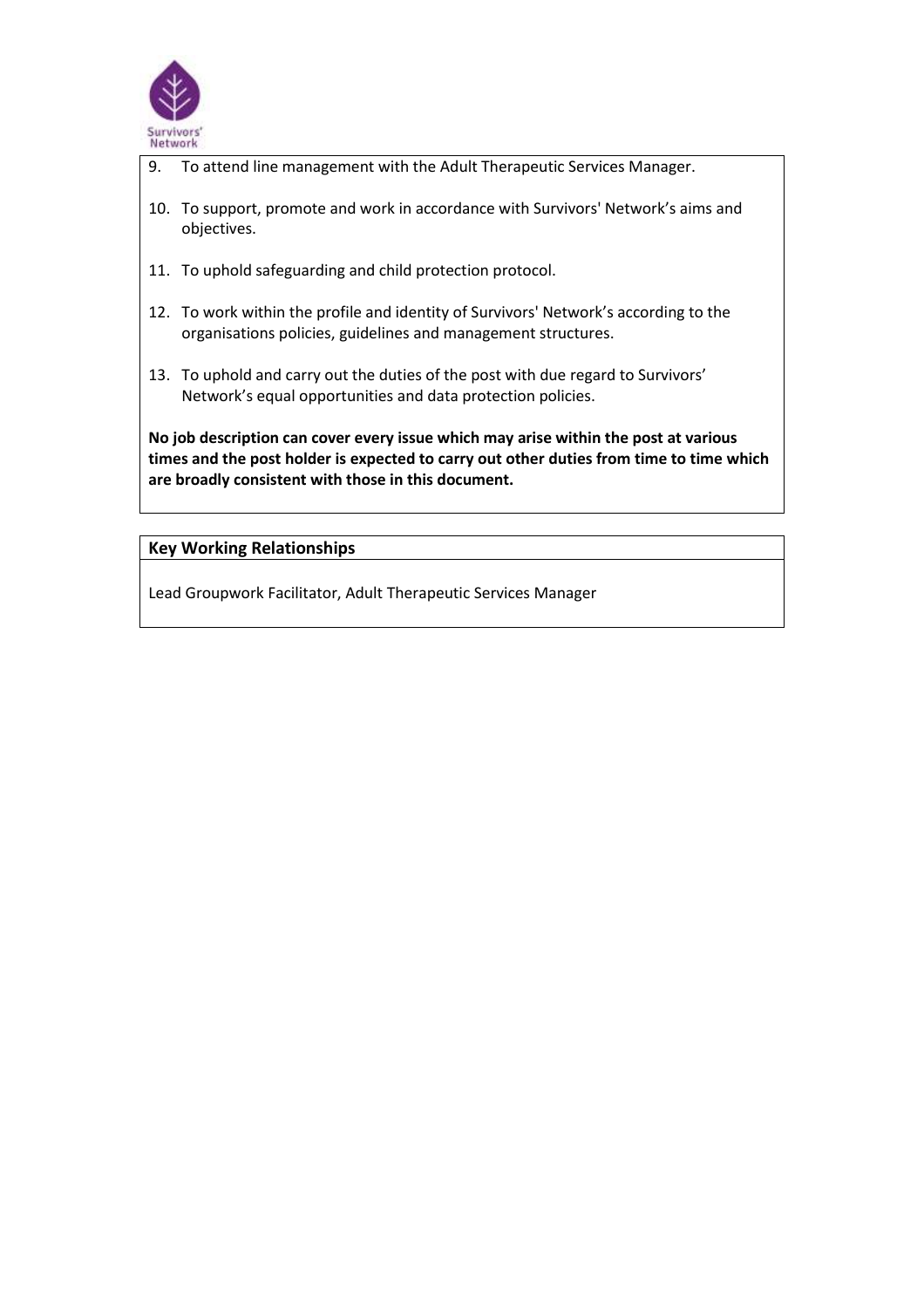9. To attend line management with the Adult Therapeutic Services Manager.

10. To support, promote and work in accordance with Survivors' Network's aims and objectives.

11. To uphold safeguarding and child protection protocol.

12. To work within the profile and identity of Survivors' Network's according to the organisations policies, guidelines and management structures.

13. To uphold and carry out the duties of the post with due regard to Survivors' Network's equal opportunities and data protection policies.

**No job description can cover every issue which may arise within the post at various times and the post holder is expected to carry out other duties from time to time which are broadly consistent with those in this document.**

**Key Working Relationships**

Lead Groupwork Facilitator, Adult Therapeutic Services Manager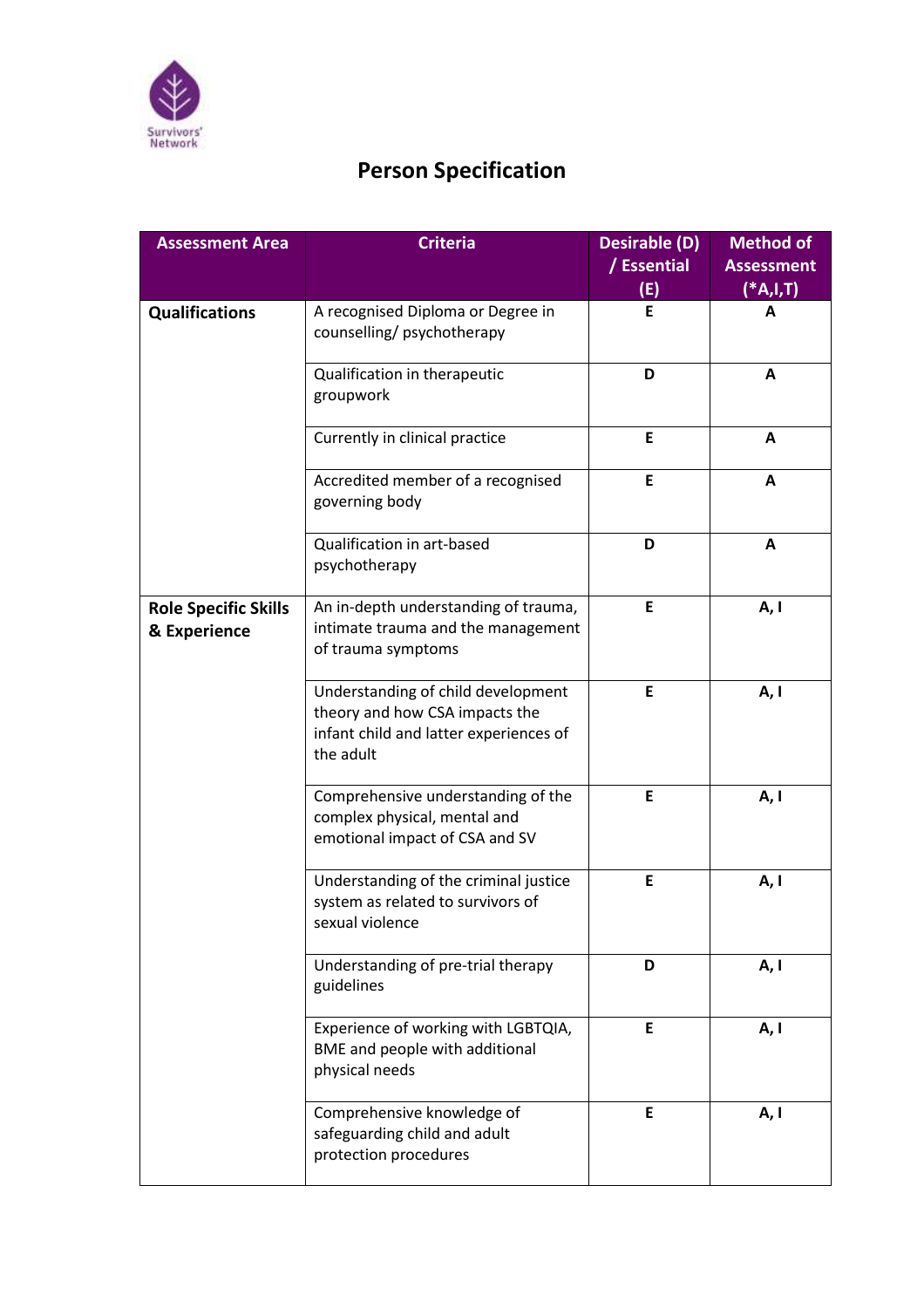# Person Specification

| Assessment Area | Criteria | Desirable (D) / Essential (E) | Method of Assessment (*A,I,T) |
|---|---|---|---|
| **Qualifications** | A recognised Diploma or Degree in counselling/ psychotherapy | E | A |
| | Qualification in therapeutic groupwork | D | A |
| | Currently in clinical practice | E | A |
| | Accredited member of a recognised governing body | E | A |
| | Qualification in art-based psychotherapy | D | A |
| **Role Specific Skills & Experience** | An in-depth understanding of trauma, intimate trauma and the management of trauma symptoms | E | A, I |
| | Understanding of child development theory and how CSA impacts the infant child and latter experiences of the adult | E | A, I |
| | Comprehensive understanding of the complex physical, mental and emotional impact of CSA and SV | E | A, I |
| | Understanding of the criminal justice system as related to survivors of sexual violence | E | A, I |
| | Understanding of pre-trial therapy guidelines | D | A, I |
| | Experience of working with LGBTQIA, BME and people with additional physical needs | E | A, I |
| | Comprehensive knowledge of safeguarding child and adult protection procedures | E | A, I |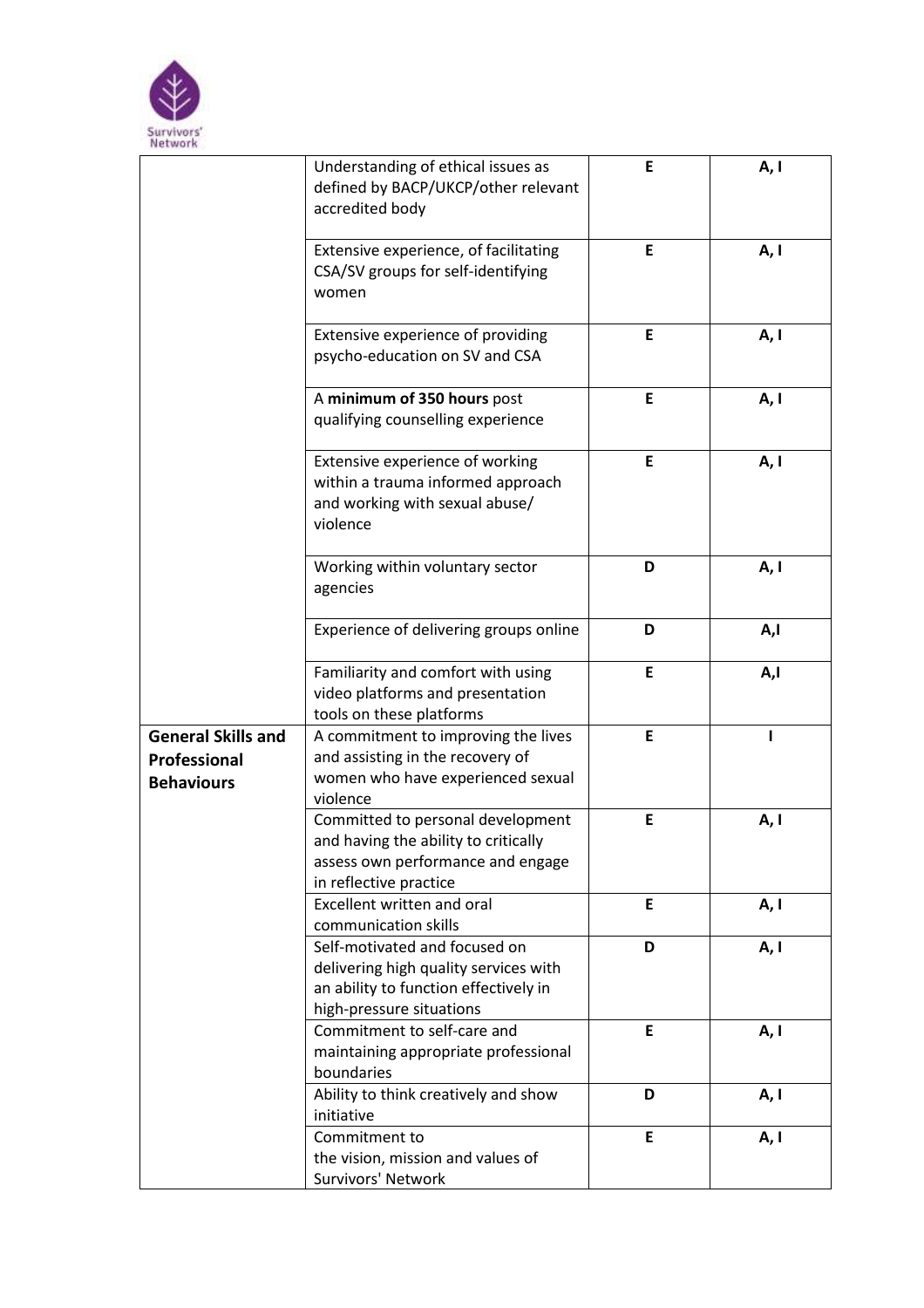| | | | |
|---|---|---|---|
| | Understanding of ethical issues as defined by BACP/UKCP/other relevant accredited body | **E** | **A, I** |
| | Extensive experience, of facilitating CSA/SV groups for self-identifying women | **E** | **A, I** |
| | Extensive experience of providing psycho-education on SV and CSA | **E** | **A, I** |
| | A **minimum of 350 hours** post qualifying counselling experience | **E** | **A, I** |
| | Extensive experience of working within a trauma informed approach and working with sexual abuse/ violence | **E** | **A, I** |
| | Working within voluntary sector agencies | **D** | **A, I** |
| | Experience of delivering groups online | **D** | **A,I** |
| | Familiarity and comfort with using video platforms and presentation tools on these platforms | **E** | **A,I** |
| **General Skills and Professional Behaviours** | A commitment to improving the lives and assisting in the recovery of women who have experienced sexual violence | **E** | **I** |
| | Committed to personal development and having the ability to critically assess own performance and engage in reflective practice | **E** | **A, I** |
| | Excellent written and oral communication skills | **E** | **A, I** |
| | Self-motivated and focused on delivering high quality services with an ability to function effectively in high-pressure situations | **D** | **A, I** |
| | Commitment to self-care and maintaining appropriate professional boundaries | **E** | **A, I** |
| | Ability to think creatively and show initiative | **D** | **A, I** |
| | Commitment to the vision, mission and values of Survivors' Network | **E** | **A, I** |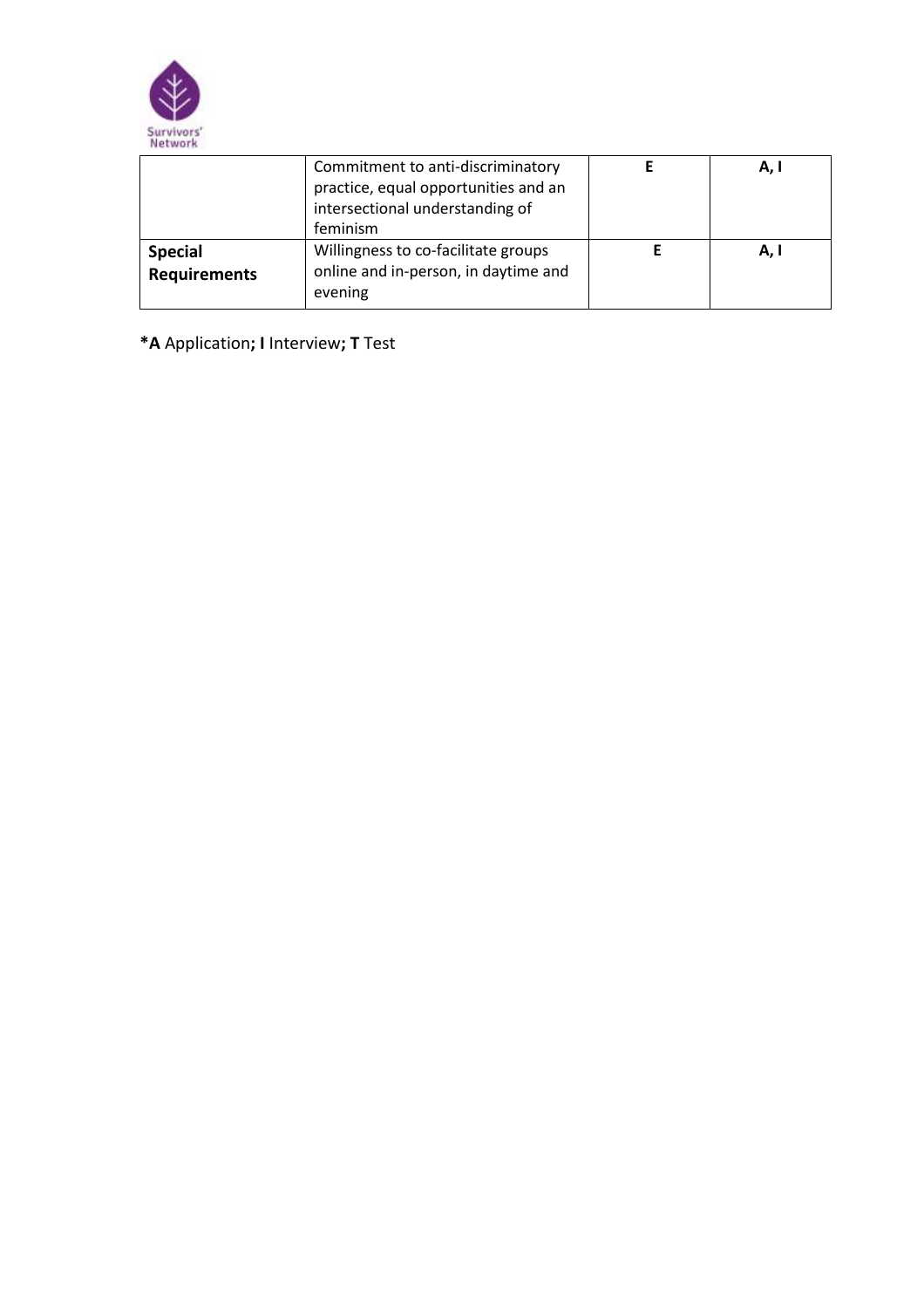| | | | |
|---|---|---|---|
| | Commitment to anti-discriminatory practice, equal opportunities and an intersectional understanding of feminism | **E** | **A, I** |
| **Special Requirements** | Willingness to co-facilitate groups online and in-person, in daytime and evening | **E** | **A, I** |

***A** Application**; I** Interview**; T** Test